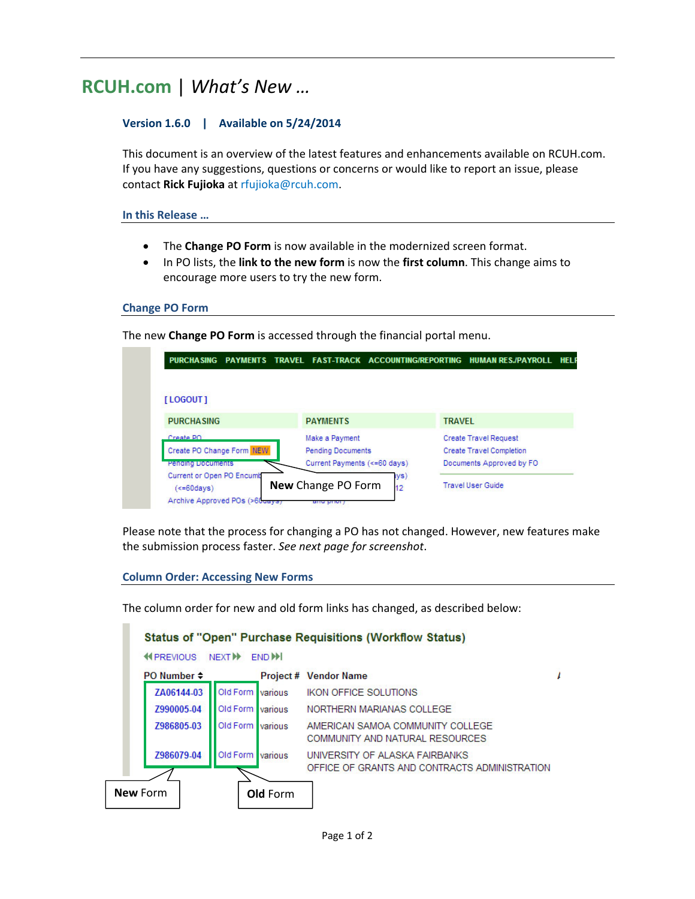# RCUH.com | *What's New …*

**Version 1.6.0 | Available on 5/24/2014**

This document is an overview of the latest features and enhancements available on RCUH.com. If you have any suggestions, questions or concerns or would like to report an issue, please contact **Rick Fujioka** at rfujioka@rcuh.com.

## In this Release …

- The **Change PO Form** is now available in the modernized screen format.
- In PO lists, the **link to the new form** is now the **first column**. This change aims to encourage more users to try the new form.

## Change PO Form

The new **Change PO Form** is accessed through the financial portal menu.

Please note that the process for changing a PO has not changed. However, new features make the submission process faster. *See next page for screenshot*.

## Column Order: Accessing New Forms

The column order for new and old form links has changed, as described below: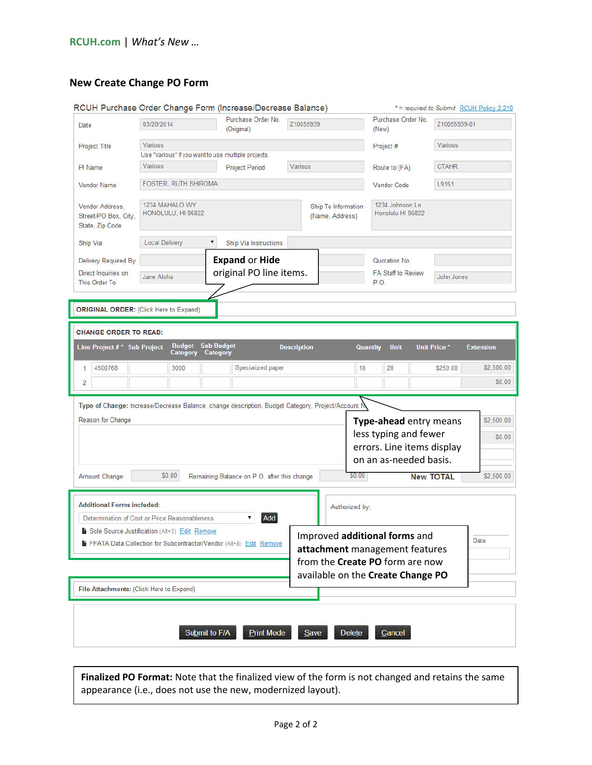## New Create Change PO Form

RCUH Purchase Order Change Form (Increase/Decrease Balance)

* = required to Submit RCUH Policy 2.210

| | | | | | |
|---|---|---|---|---|---|
| Date | 03/20/2014 | Purchase Order No. (Original) | Z10055939 | Purchase Order No. (New) | Z10055939-01 |
| Project Title | Various<br>Use "Various" if you want to use multiple projects | | | Project # | Various |
| PI Name | Various | Project Period | Various | Route to (FA) | CTAHR |
| Vendor Name | FOSTER, RUTH SHIROMA | | | Vendor Code | L9151 |
| Vendor Address, Street/PO Box, City, State, Zip Code | 1234 MAHALO WY<br>HONOLULU, HI 96822 | Ship To Information (Name, Address) | 1234 Johnson Ln<br>Honolulu HI 96822 | | |
| Ship Via | Local Delivery | Ship Via Instructions | | | |
| Delivery Required By | | | | Quotation No. | |
| Direct Inquiries on This Order To | Jane Aloha | | | FA Staff to Review P.O. | John Jones |

**Expand** or **Hide** original PO line items.

**ORIGINAL ORDER:** (Click Here to Expand)

**CHANGE ORDER TO READ:**

| Line | Project # * | Sub Project | Budget Category | Sub Budget Category | Description | Quantity | Unit | Unit Price * | Extension |
|---|---|---|---|---|---|---|---|---|---|
| 1 | 4500768 | | 3000 | | Specialized paper | 10 | 20 | $250.00 | $2,500.00 |
| 2 | | | | | | | | | $0.00 |

**Type of Change:** Increase/Decrease Balance, change description, Budget Category, Project/Account N...

Reason for Change

**Type-ahead** entry means less typing and fewer errors. Line items display on an as-needed basis.

$2,500.00

$0.00

Amount Change: $0.00 Remaining Balance on P.O. after this change $0.00 **New TOTAL** $2,500.00

**Additional Forms included:**

Determination of Cost or Price Reasonableness [Add]

- Sole Source Justification (Alt+3) Edit Remove
- FFATA Data Collection for Subcontractor/Vendor (Alt+8) Edit Remove

Authorized by:

Date

Improved **additional forms** and **attachment** management features from the **Create PO** form are now available on the **Create Change PO**

**File Attachments:** (Click Here to Expand)

Submit to F/A | Print Mode | Save | Delete | Cancel

**Finalized PO Format:** Note that the finalized view of the form is not changed and retains the same appearance (i.e., does not use the new, modernized layout).